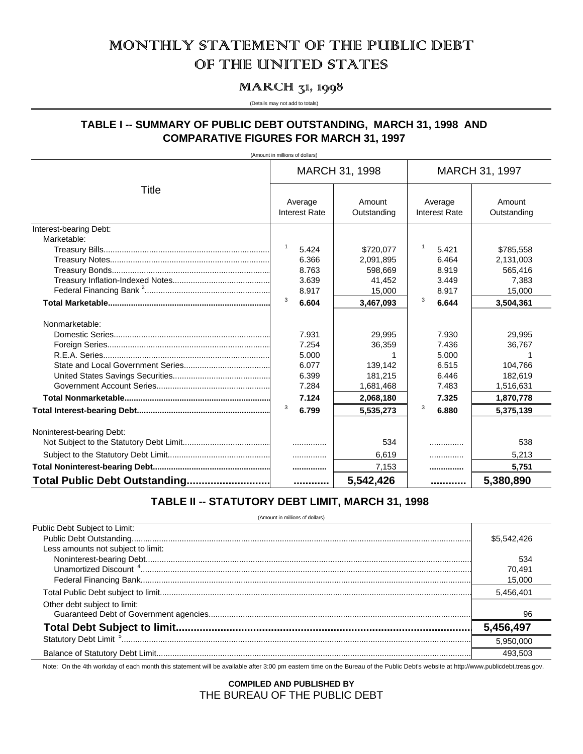# MONTHLY STATEMENT OF THE PUBLIC DEBT OF THE UNITED STATES

## MARCH 31, 1998

(Details may not add to totals)

### TABLE I -- SUMMARY OF PUBLIC DEBT OUTSTANDING, MARCH 31, 1998 AND COMPARATIVE FIGURES FOR MARCH 31, 1997

(Amount in millions of dollars)

| Title | MARCH 31, 1998 | | MARCH 31, 1997 | |
|---|---|---|---|---|
| | Average Interest Rate | Amount Outstanding | Average Interest Rate | Amount Outstanding |
| Interest-bearing Debt: | | | | |
| Marketable: | | | | |
| Treasury Bills | [1] 5.424 | $720,077 | [1] 5.421 | $785,558 |
| Treasury Notes | 6.366 | 2,091,895 | 6.464 | 2,131,003 |
| Treasury Bonds | 8.763 | 598,669 | 8.919 | 565,416 |
| Treasury Inflation-Indexed Notes | 3.639 | 41,452 | 3.449 | 7,383 |
| Federal Financing Bank [2] | 8.917 | 15,000 | 8.917 | 15,000 |
| **Total Marketable** | [3] **6.604** | **3,467,093** | [3] **6.644** | **3,504,361** |
| Nonmarketable: | | | | |
| Domestic Series | 7.931 | 29,995 | 7.930 | 29,995 |
| Foreign Series | 7.254 | 36,359 | 7.436 | 36,767 |
| R.E.A. Series | 5.000 | 1 | 5.000 | 1 |
| State and Local Government Series | 6.077 | 139,142 | 6.515 | 104,766 |
| United States Savings Securities | 6.399 | 181,215 | 6.446 | 182,619 |
| Government Account Series | 7.284 | 1,681,468 | 7.483 | 1,516,631 |
| **Total Nonmarketable** | **7.124** | **2,068,180** | **7.325** | **1,870,778** |
| **Total Interest-bearing Debt** | [3] **6.799** | **5,535,273** | [3] **6.880** | **5,375,139** |
| Noninterest-bearing Debt: | | | | |
| Not Subject to the Statutory Debt Limit | .............. | 534 | .............. | 538 |
| Subject to the Statutory Debt Limit | .............. | 6,619 | .............. | 5,213 |
| **Total Noninterest-bearing Debt** | .............. | 7,153 | .............. | **5,751** |
| **Total Public Debt Outstanding** | ........... | **5,542,426** | ........... | **5,380,890** |

### TABLE II -- STATUTORY DEBT LIMIT, MARCH 31, 1998

(Amount in millions of dollars)

| | |
|---|---|
| Public Debt Subject to Limit: | |
| Public Debt Outstanding | $5,542,426 |
| Less amounts not subject to limit: | |
| Noninterest-bearing Debt | 534 |
| Unamortized Discount [4] | 70,491 |
| Federal Financing Bank | 15,000 |
| Total Public Debt subject to limit | 5,456,401 |
| Other debt subject to limit: | |
| Guaranteed Debt of Government agencies | 96 |
| **Total Debt Subject to limit** | **5,456,497** |
| Statutory Debt Limit [5] | 5,950,000 |
| Balance of Statutory Debt Limit | 493,503 |

Note: On the 4th workday of each month this statement will be available after 3:00 pm eastern time on the Bureau of the Public Debt's website at http://www.publicdebt.treas.gov.

**COMPILED AND PUBLISHED BY**
THE BUREAU OF THE PUBLIC DEBT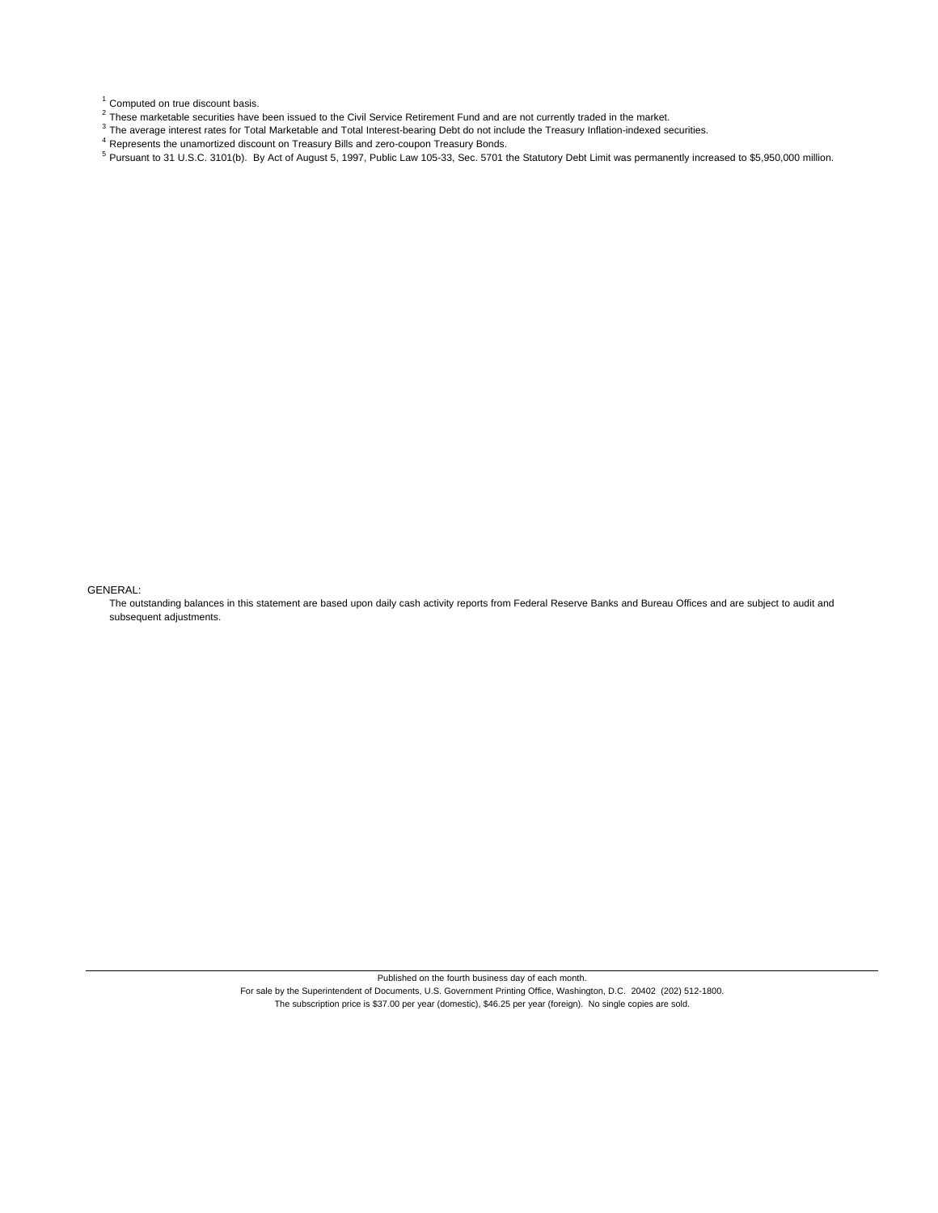[1] Computed on true discount basis.

[2] These marketable securities have been issued to the Civil Service Retirement Fund and are not currently traded in the market.

[3] The average interest rates for Total Marketable and Total Interest-bearing Debt do not include the Treasury Inflation-indexed securities.

[4] Represents the unamortized discount on Treasury Bills and zero-coupon Treasury Bonds.

[5] Pursuant to 31 U.S.C. 3101(b). By Act of August 5, 1997, Public Law 105-33, Sec. 5701 the Statutory Debt Limit was permanently increased to $5,950,000 million.

GENERAL:

The outstanding balances in this statement are based upon daily cash activity reports from Federal Reserve Banks and Bureau Offices and are subject to audit and subsequent adjustments.

---

Published on the fourth business day of each month.

For sale by the Superintendent of Documents, U.S. Government Printing Office, Washington, D.C. 20402 (202) 512-1800.

The subscription price is $37.00 per year (domestic), $46.25 per year (foreign). No single copies are sold.